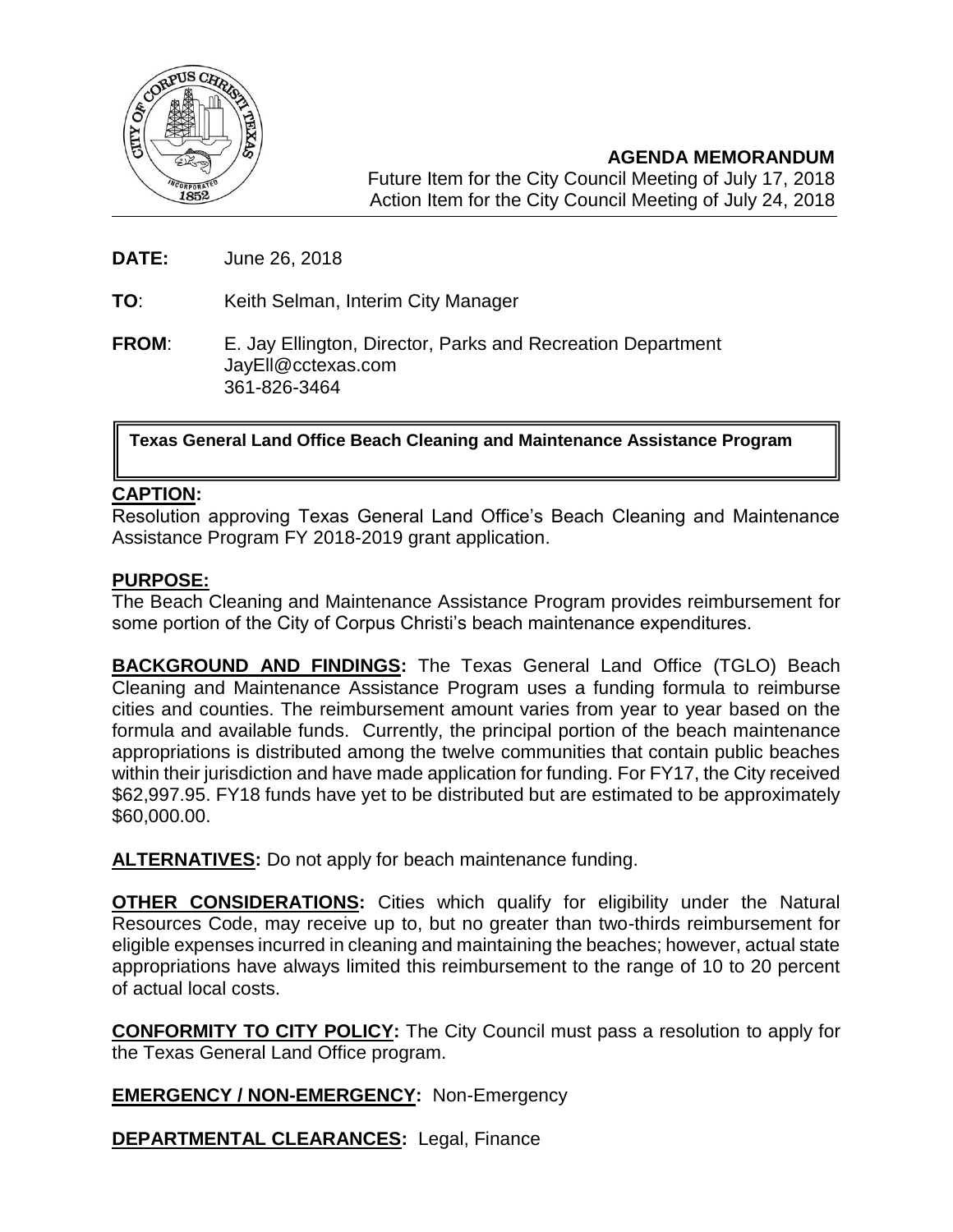**AGENDA MEMORANDUM**
Future Item for the City Council Meeting of July 17, 2018
Action Item for the City Council Meeting of July 24, 2018

**DATE:** June 26, 2018

**TO**: Keith Selman, Interim City Manager

**FROM**: E. Jay Ellington, Director, Parks and Recreation Department
JayEll@cctexas.com
361-826-3464

**Texas General Land Office Beach Cleaning and Maintenance Assistance Program**

## CAPTION:

Resolution approving Texas General Land Office's Beach Cleaning and Maintenance Assistance Program FY 2018-2019 grant application.

## PURPOSE:

The Beach Cleaning and Maintenance Assistance Program provides reimbursement for some portion of the City of Corpus Christi's beach maintenance expenditures.

**BACKGROUND AND FINDINGS:** The Texas General Land Office (TGLO) Beach Cleaning and Maintenance Assistance Program uses a funding formula to reimburse cities and counties. The reimbursement amount varies from year to year based on the formula and available funds. Currently, the principal portion of the beach maintenance appropriations is distributed among the twelve communities that contain public beaches within their jurisdiction and have made application for funding. For FY17, the City received $62,997.95. FY18 funds have yet to be distributed but are estimated to be approximately $60,000.00.

**ALTERNATIVES:** Do not apply for beach maintenance funding.

**OTHER CONSIDERATIONS:** Cities which qualify for eligibility under the Natural Resources Code, may receive up to, but no greater than two-thirds reimbursement for eligible expenses incurred in cleaning and maintaining the beaches; however, actual state appropriations have always limited this reimbursement to the range of 10 to 20 percent of actual local costs.

**CONFORMITY TO CITY POLICY:** The City Council must pass a resolution to apply for the Texas General Land Office program.

**EMERGENCY / NON-EMERGENCY:** Non-Emergency

**DEPARTMENTAL CLEARANCES:** Legal, Finance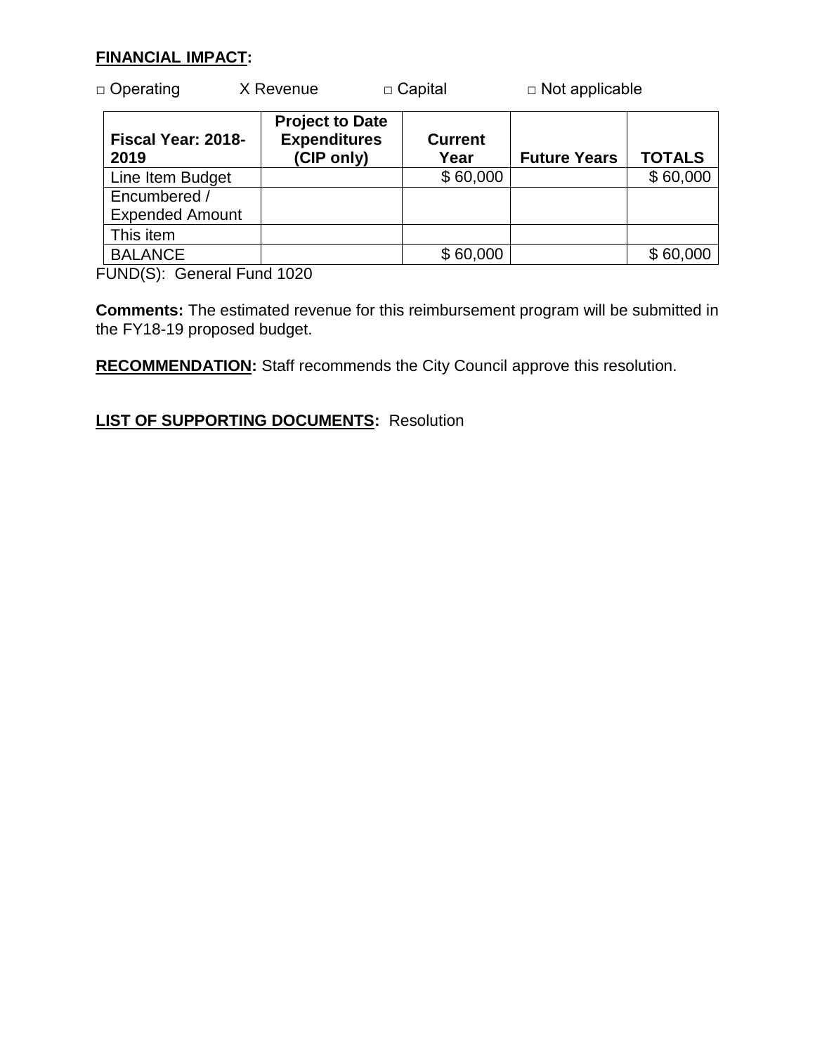**<u>FINANCIAL IMPACT</u>:**

□ Operating X Revenue □ Capital □ Not applicable

| Fiscal Year: 2018-2019 | Project to Date Expenditures (CIP only) | Current Year | Future Years | TOTALS |
|---|---|---|---|---|
| Line Item Budget | | $ 60,000 | | $ 60,000 |
| Encumbered / Expended Amount | | | | |
| This item | | | | |
| BALANCE | | $ 60,000 | | $ 60,000 |

FUND(S): General Fund 1020

**Comments:** The estimated revenue for this reimbursement program will be submitted in the FY18-19 proposed budget.

**<u>RECOMMENDATION</u>:** Staff recommends the City Council approve this resolution.

**<u>LIST OF SUPPORTING DOCUMENTS</u>:** Resolution